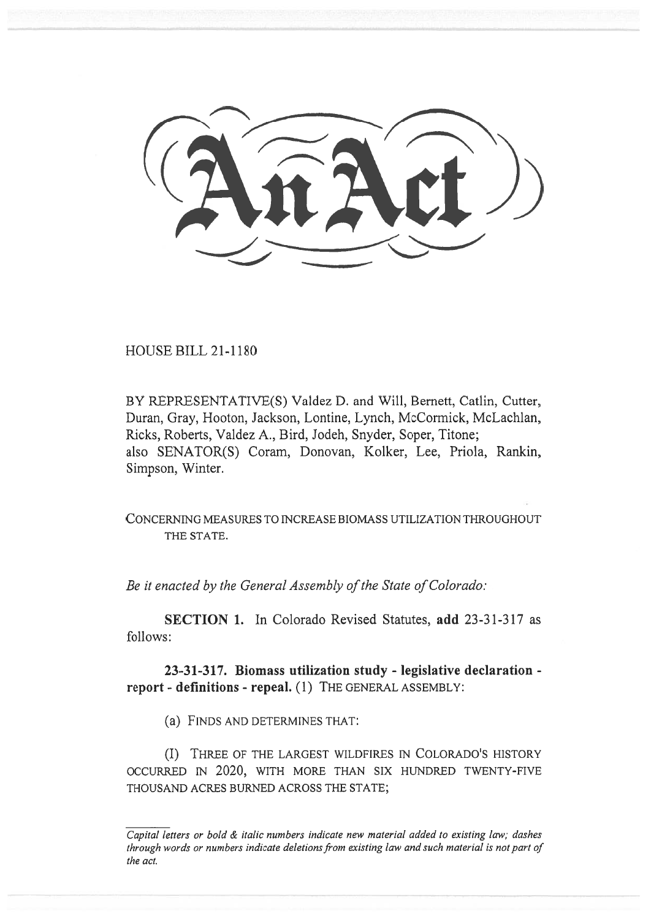# An Act

HOUSE BILL 21-1180

BY REPRESENTATIVE(S) Valdez D. and Will, Bernett, Catlin, Cutter, Duran, Gray, Hooton, Jackson, Lontine, Lynch, McCormick, McLachlan, Ricks, Roberts, Valdez A., Bird, Jodeh, Snyder, Soper, Titone;
also SENATOR(S) Coram, Donovan, Kolker, Lee, Priola, Rankin, Simpson, Winter.

CONCERNING MEASURES TO INCREASE BIOMASS UTILIZATION THROUGHOUT THE STATE.

*Be it enacted by the General Assembly of the State of Colorado:*

**SECTION 1.** In Colorado Revised Statutes, **add** 23-31-317 as follows:

**23-31-317. Biomass utilization study - legislative declaration - report - definitions - repeal.** (1) THE GENERAL ASSEMBLY:

(a) FINDS AND DETERMINES THAT:

(I) THREE OF THE LARGEST WILDFIRES IN COLORADO'S HISTORY OCCURRED IN 2020, WITH MORE THAN SIX HUNDRED TWENTY-FIVE THOUSAND ACRES BURNED ACROSS THE STATE;

*Capital letters or bold & italic numbers indicate new material added to existing law; dashes through words or numbers indicate deletions from existing law and such material is not part of the act.*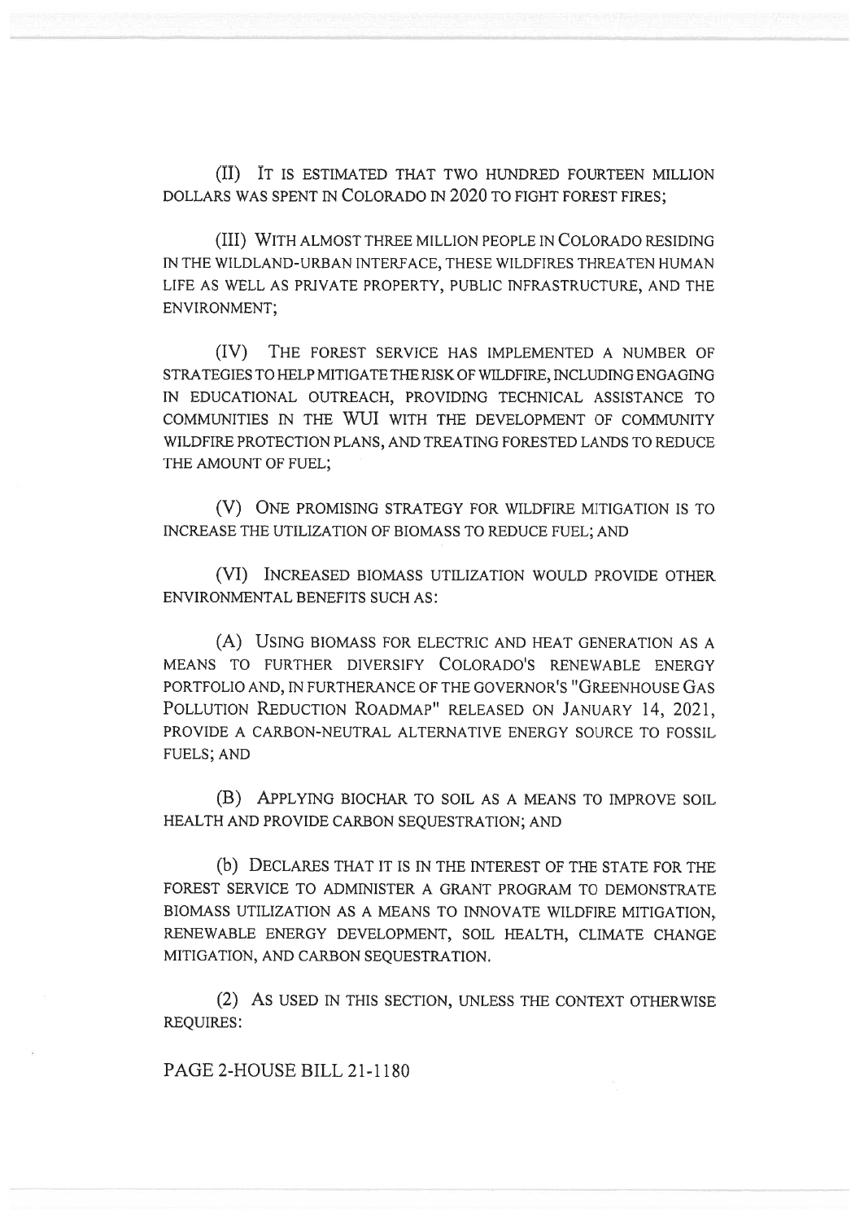(II) IT IS ESTIMATED THAT TWO HUNDRED FOURTEEN MILLION DOLLARS WAS SPENT IN COLORADO IN 2020 TO FIGHT FOREST FIRES;

(III) WITH ALMOST THREE MILLION PEOPLE IN COLORADO RESIDING IN THE WILDLAND-URBAN INTERFACE, THESE WILDFIRES THREATEN HUMAN LIFE AS WELL AS PRIVATE PROPERTY, PUBLIC INFRASTRUCTURE, AND THE ENVIRONMENT;

(IV) THE FOREST SERVICE HAS IMPLEMENTED A NUMBER OF STRATEGIES TO HELP MITIGATE THE RISK OF WILDFIRE, INCLUDING ENGAGING IN EDUCATIONAL OUTREACH, PROVIDING TECHNICAL ASSISTANCE TO COMMUNITIES IN THE WUI WITH THE DEVELOPMENT OF COMMUNITY WILDFIRE PROTECTION PLANS, AND TREATING FORESTED LANDS TO REDUCE THE AMOUNT OF FUEL;

(V) ONE PROMISING STRATEGY FOR WILDFIRE MITIGATION IS TO INCREASE THE UTILIZATION OF BIOMASS TO REDUCE FUEL; AND

(VI) INCREASED BIOMASS UTILIZATION WOULD PROVIDE OTHER ENVIRONMENTAL BENEFITS SUCH AS:

(A) USING BIOMASS FOR ELECTRIC AND HEAT GENERATION AS A MEANS TO FURTHER DIVERSIFY COLORADO'S RENEWABLE ENERGY PORTFOLIO AND, IN FURTHERANCE OF THE GOVERNOR'S "GREENHOUSE GAS POLLUTION REDUCTION ROADMAP" RELEASED ON JANUARY 14, 2021, PROVIDE A CARBON-NEUTRAL ALTERNATIVE ENERGY SOURCE TO FOSSIL FUELS; AND

(B) APPLYING BIOCHAR TO SOIL AS A MEANS TO IMPROVE SOIL HEALTH AND PROVIDE CARBON SEQUESTRATION; AND

(b) DECLARES THAT IT IS IN THE INTEREST OF THE STATE FOR THE FOREST SERVICE TO ADMINISTER A GRANT PROGRAM TO DEMONSTRATE BIOMASS UTILIZATION AS A MEANS TO INNOVATE WILDFIRE MITIGATION, RENEWABLE ENERGY DEVELOPMENT, SOIL HEALTH, CLIMATE CHANGE MITIGATION, AND CARBON SEQUESTRATION.

(2) AS USED IN THIS SECTION, UNLESS THE CONTEXT OTHERWISE REQUIRES: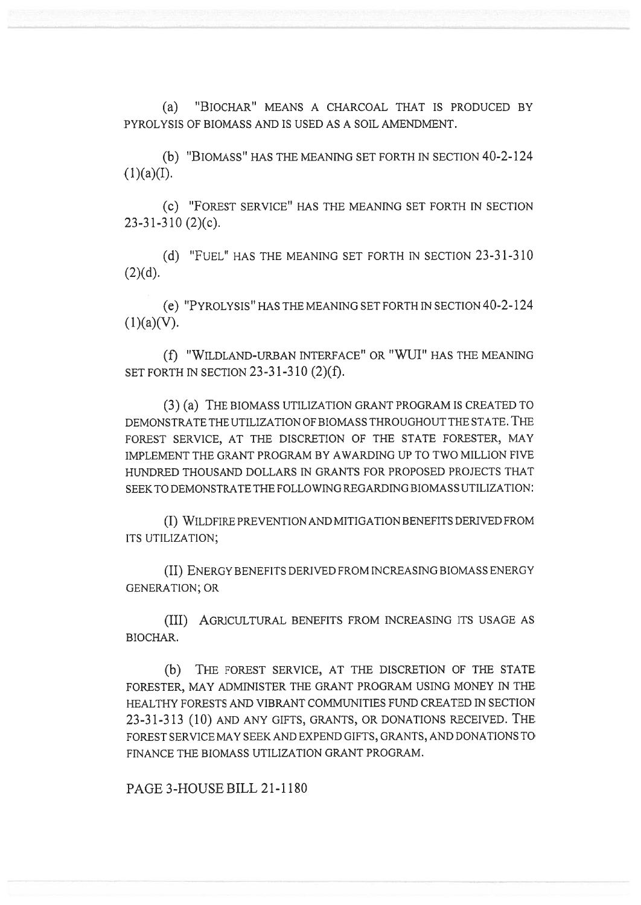(a) "BIOCHAR" MEANS A CHARCOAL THAT IS PRODUCED BY PYROLYSIS OF BIOMASS AND IS USED AS A SOIL AMENDMENT.

(b) "BIOMASS" HAS THE MEANING SET FORTH IN SECTION 40-2-124 (1)(a)(I).

(c) "FOREST SERVICE" HAS THE MEANING SET FORTH IN SECTION 23-31-310 (2)(c).

(d) "FUEL" HAS THE MEANING SET FORTH IN SECTION 23-31-310 (2)(d).

(e) "PYROLYSIS" HAS THE MEANING SET FORTH IN SECTION 40-2-124 (1)(a)(V).

(f) "WILDLAND-URBAN INTERFACE" OR "WUI" HAS THE MEANING SET FORTH IN SECTION 23-31-310 (2)(f).

(3) (a) THE BIOMASS UTILIZATION GRANT PROGRAM IS CREATED TO DEMONSTRATE THE UTILIZATION OF BIOMASS THROUGHOUT THE STATE. THE FOREST SERVICE, AT THE DISCRETION OF THE STATE FORESTER, MAY IMPLEMENT THE GRANT PROGRAM BY AWARDING UP TO TWO MILLION FIVE HUNDRED THOUSAND DOLLARS IN GRANTS FOR PROPOSED PROJECTS THAT SEEK TO DEMONSTRATE THE FOLLOWING REGARDING BIOMASS UTILIZATION:

(I) WILDFIRE PREVENTION AND MITIGATION BENEFITS DERIVED FROM ITS UTILIZATION;

(II) ENERGY BENEFITS DERIVED FROM INCREASING BIOMASS ENERGY GENERATION; OR

(III) AGRICULTURAL BENEFITS FROM INCREASING ITS USAGE AS BIOCHAR.

(b) THE FOREST SERVICE, AT THE DISCRETION OF THE STATE FORESTER, MAY ADMINISTER THE GRANT PROGRAM USING MONEY IN THE HEALTHY FORESTS AND VIBRANT COMMUNITIES FUND CREATED IN SECTION 23-31-313 (10) AND ANY GIFTS, GRANTS, OR DONATIONS RECEIVED. THE FOREST SERVICE MAY SEEK AND EXPEND GIFTS, GRANTS, AND DONATIONS TO FINANCE THE BIOMASS UTILIZATION GRANT PROGRAM.

PAGE 3-HOUSE BILL 21-1180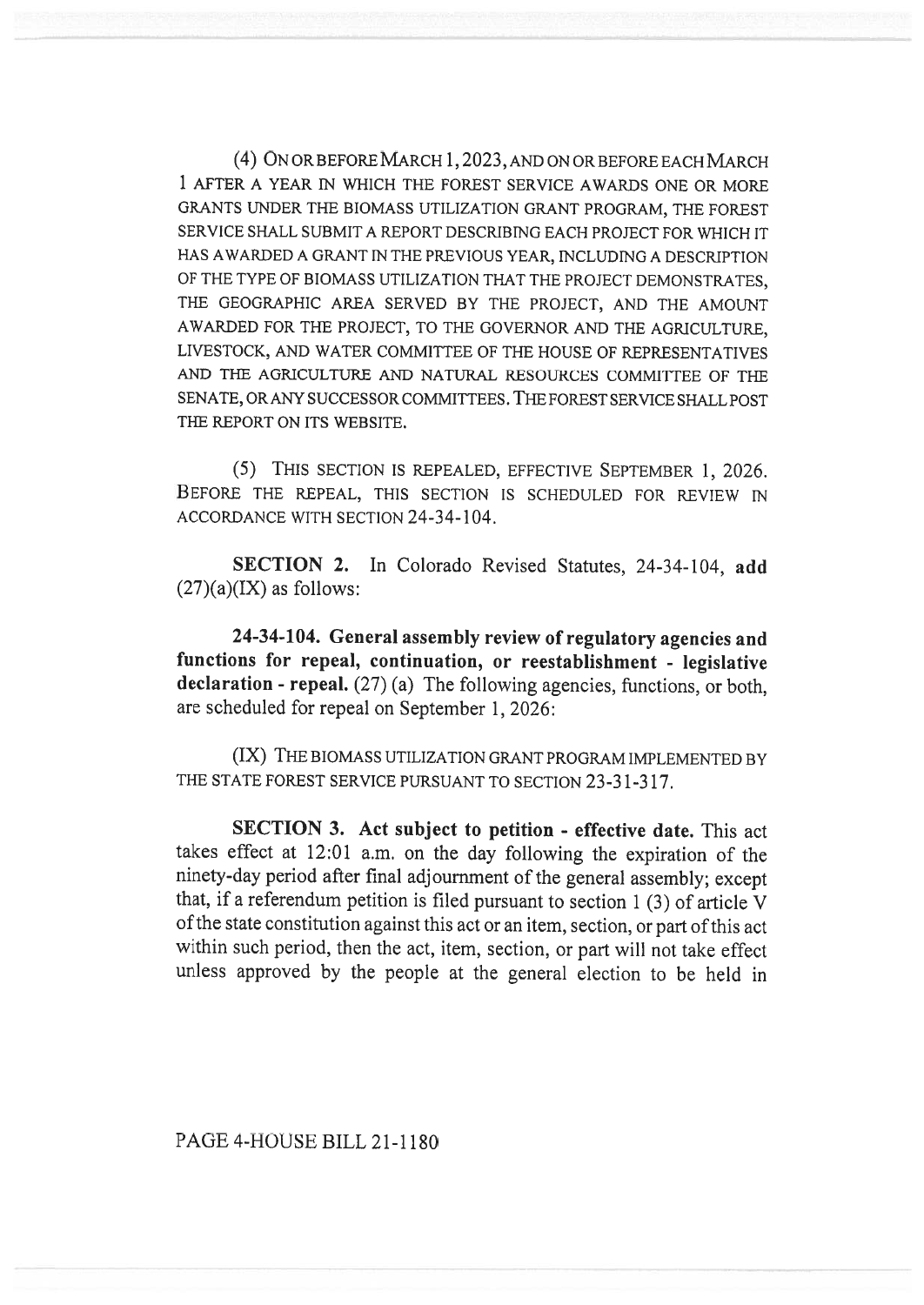(4) ON OR BEFORE MARCH 1, 2023, AND ON OR BEFORE EACH MARCH 1 AFTER A YEAR IN WHICH THE FOREST SERVICE AWARDS ONE OR MORE GRANTS UNDER THE BIOMASS UTILIZATION GRANT PROGRAM, THE FOREST SERVICE SHALL SUBMIT A REPORT DESCRIBING EACH PROJECT FOR WHICH IT HAS AWARDED A GRANT IN THE PREVIOUS YEAR, INCLUDING A DESCRIPTION OF THE TYPE OF BIOMASS UTILIZATION THAT THE PROJECT DEMONSTRATES, THE GEOGRAPHIC AREA SERVED BY THE PROJECT, AND THE AMOUNT AWARDED FOR THE PROJECT, TO THE GOVERNOR AND THE AGRICULTURE, LIVESTOCK, AND WATER COMMITTEE OF THE HOUSE OF REPRESENTATIVES AND THE AGRICULTURE AND NATURAL RESOURCES COMMITTEE OF THE SENATE, OR ANY SUCCESSOR COMMITTEES. THE FOREST SERVICE SHALL POST THE REPORT ON ITS WEBSITE.

(5) THIS SECTION IS REPEALED, EFFECTIVE SEPTEMBER 1, 2026. BEFORE THE REPEAL, THIS SECTION IS SCHEDULED FOR REVIEW IN ACCORDANCE WITH SECTION 24-34-104.

**SECTION 2.** In Colorado Revised Statutes, 24-34-104, **add** (27)(a)(IX) as follows:

**24-34-104. General assembly review of regulatory agencies and functions for repeal, continuation, or reestablishment - legislative declaration - repeal.** (27) (a) The following agencies, functions, or both, are scheduled for repeal on September 1, 2026:

(IX) THE BIOMASS UTILIZATION GRANT PROGRAM IMPLEMENTED BY THE STATE FOREST SERVICE PURSUANT TO SECTION 23-31-317.

**SECTION 3. Act subject to petition - effective date.** This act takes effect at 12:01 a.m. on the day following the expiration of the ninety-day period after final adjournment of the general assembly; except that, if a referendum petition is filed pursuant to section 1 (3) of article V of the state constitution against this act or an item, section, or part of this act within such period, then the act, item, section, or part will not take effect unless approved by the people at the general election to be held in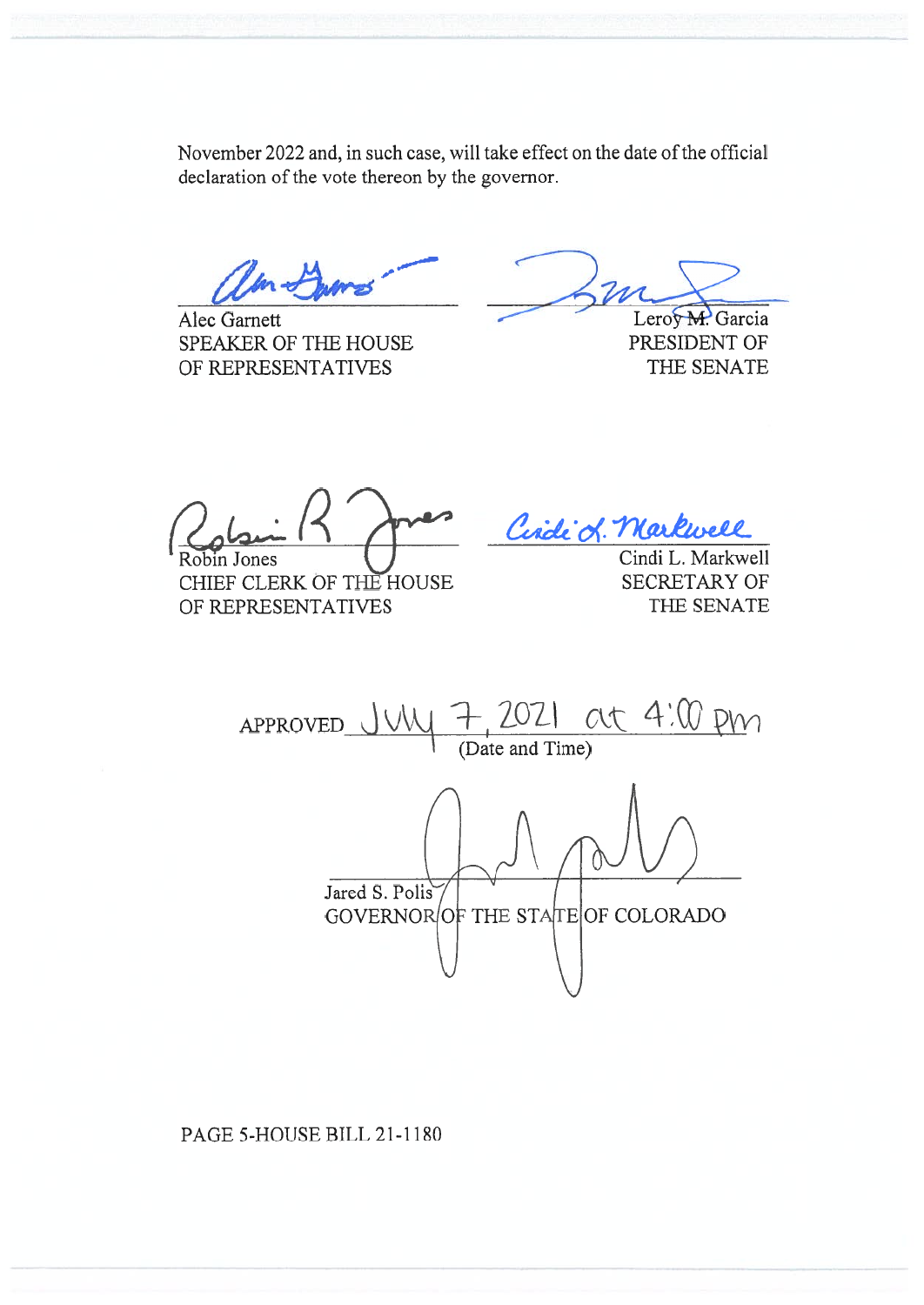November 2022 and, in such case, will take effect on the date of the official declaration of the vote thereon by the governor.

Alec Garnett
SPEAKER OF THE HOUSE
OF REPRESENTATIVES

Leroy M. Garcia
PRESIDENT OF
THE SENATE

Robin Jones
CHIEF CLERK OF THE HOUSE
OF REPRESENTATIVES

Cindi L. Markwell
SECRETARY OF
THE SENATE

APPROVED July 7, 2021 at 4:00 pm
(Date and Time)

Jared S. Polis
GOVERNOR OF THE STATE OF COLORADO

PAGE 5-HOUSE BILL 21-1180